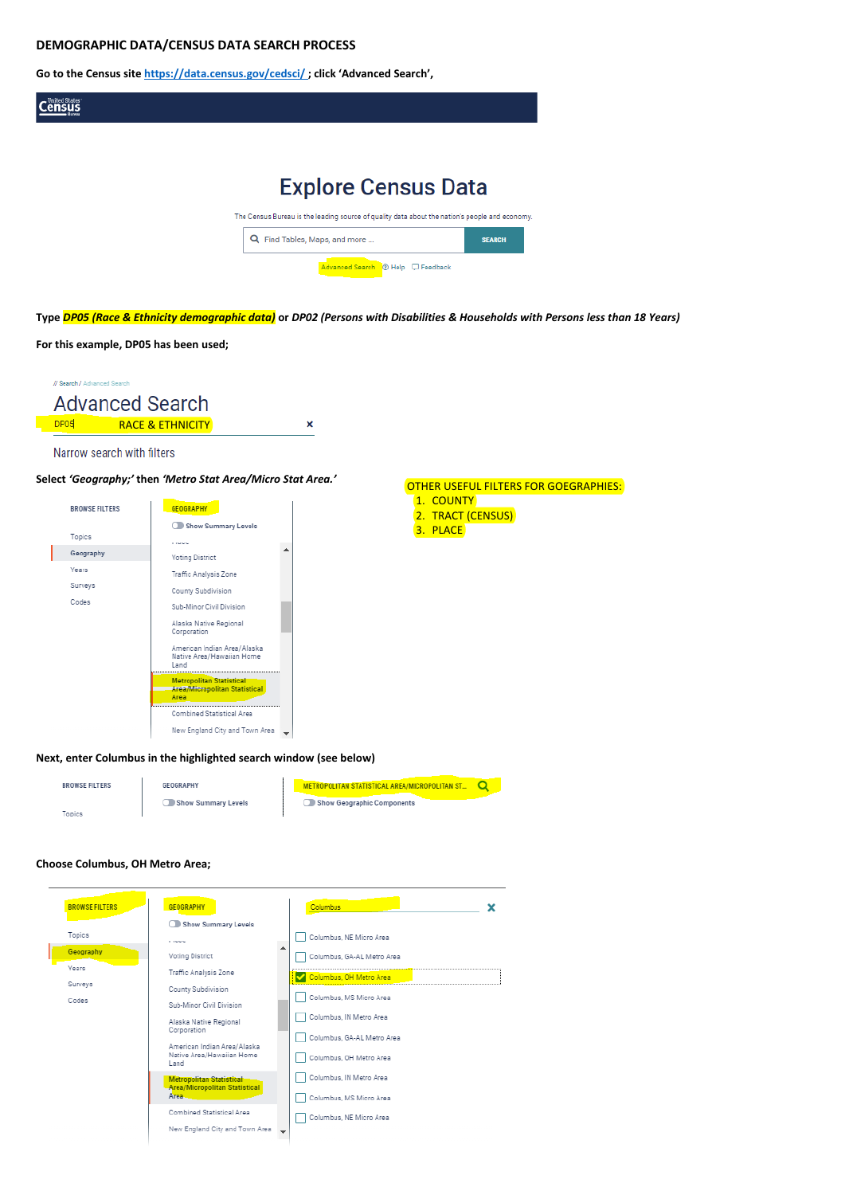**DEMOGRAPHIC DATA/CENSUS DATA SEARCH PROCESS**

**Go to the Census site [https://data.census.gov/cedsci/](https://data.census.gov/cedsci/) ; click 'Advanced Search',**

United States Census Bureau

# Explore Census Data

The Census Bureau is the leading source of quality data about the nation's people and economy.

Find Tables, Maps, and more ... SEARCH

Advanced Search Help Feedback

**Type *DP05 (Race & Ethnicity demographic data)* or *DP02 (Persons with Disabilities & Households with Persons less than 18 Years)***

**For this example, DP05 has been used;**

// Search / Advanced Search

Advanced Search

DP05 RACE & ETHNICITY ×

Narrow search with filters

**Select *'Geography;'* then *'Metro Stat Area/Micro Stat Area.'***

OTHER USEFUL FILTERS FOR GOEGRAPHIES:

1. COUNTY
2. TRACT (CENSUS)
3. PLACE

BROWSE FILTERS | GEOGRAPHY

Show Summary Levels

Topics
Geography
Years
Surveys
Codes

Voting District
Traffic Analysis Zone
County Subdivision
Sub-Minor Civil Division
Alaska Native Regional Corporation
American Indian Area/Alaska Native Area/Hawaiian Home Land
Metropolitan Statistical Area/Micropolitan Statistical Area
Combined Statistical Area
New England City and Town Area

**Next, enter Columbus in the highlighted search window (see below)**

BROWSE FILTERS | GEOGRAPHY | METROPOLITAN STATISTICAL AREA/MICROPOLITAN ST...

Show Summary Levels | Show Geographic Components

Topics

**Choose Columbus, OH Metro Area;**

BROWSE FILTERS | GEOGRAPHY | Columbus ×

Show Summary Levels

Topics
Geography
Years
Surveys
Codes

Voting District
Traffic Analysis Zone
County Subdivision
Sub-Minor Civil Division
Alaska Native Regional Corporation
American Indian Area/Alaska Native Area/Hawaiian Home Land
Metropolitan Statistical Area/Micropolitan Statistical Area
Combined Statistical Area
New England City and Town Area

- [ ] Columbus, NE Micro Area
- [ ] Columbus, GA-AL Metro Area
- [x] Columbus, OH Metro Area
- [ ] Columbus, MS Micro Area
- [ ] Columbus, IN Metro Area
- [ ] Columbus, GA-AL Metro Area
- [ ] Columbus, OH Metro Area
- [ ] Columbus, IN Metro Area
- [ ] Columbus, MS Micro Area
- [ ] Columbus, NE Micro Area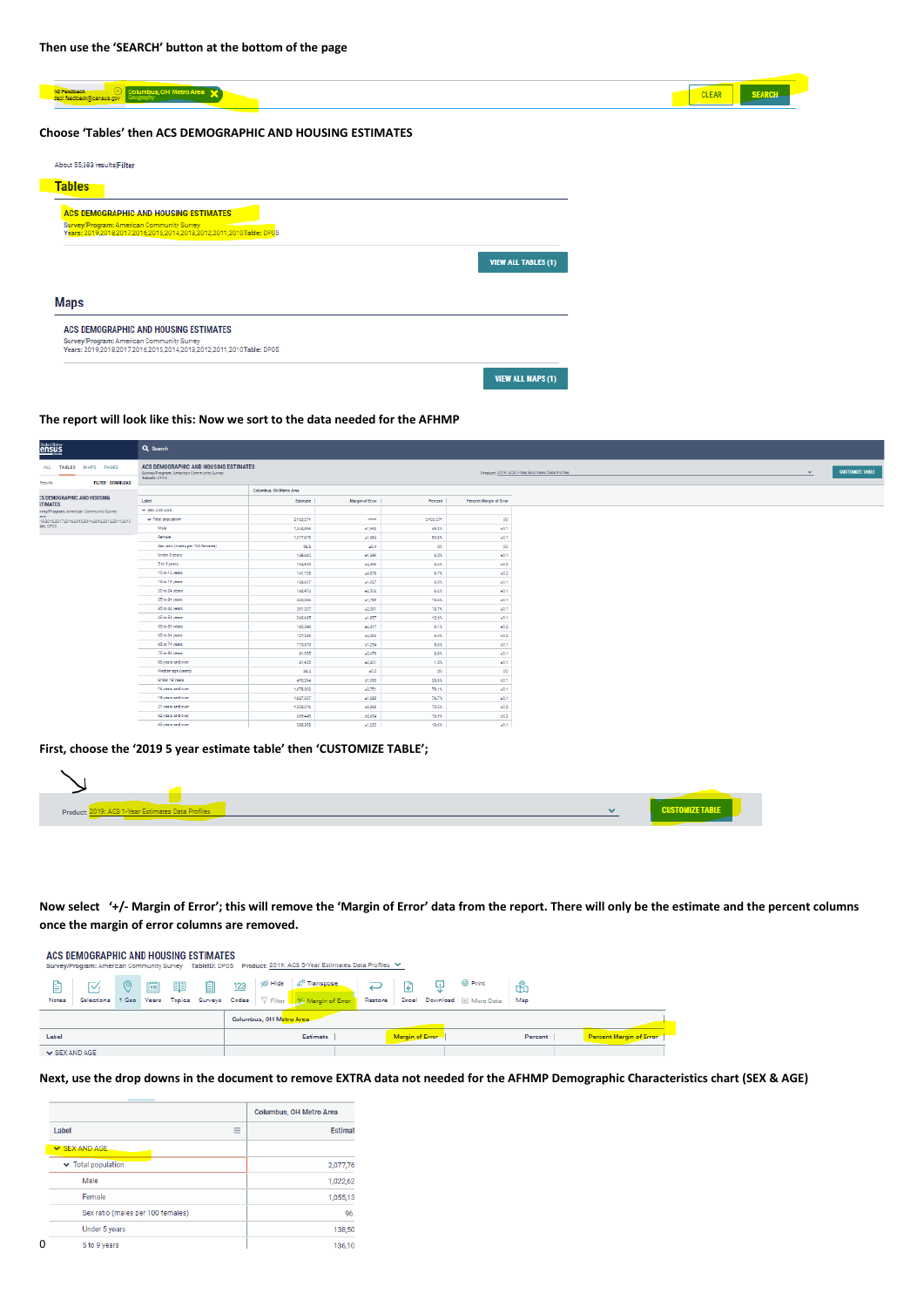**Then use the 'SEARCH' button at the bottom of the page**

**Choose 'Tables' then ACS DEMOGRAPHIC AND HOUSING ESTIMATES**

**The report will look like this: Now we sort to the data needed for the AFHMP**

**First, choose the '2019 5 year estimate table' then 'CUSTOMIZE TABLE';**

**Now select '+/- Margin of Error'; this will remove the 'Margin of Error' data from the report. There will only be the estimate and the percent columns once the margin of error columns are removed.**

**Next, use the drop downs in the document to remove EXTRA data not needed for the AFHMP Demographic Characteristics chart (SEX & AGE)**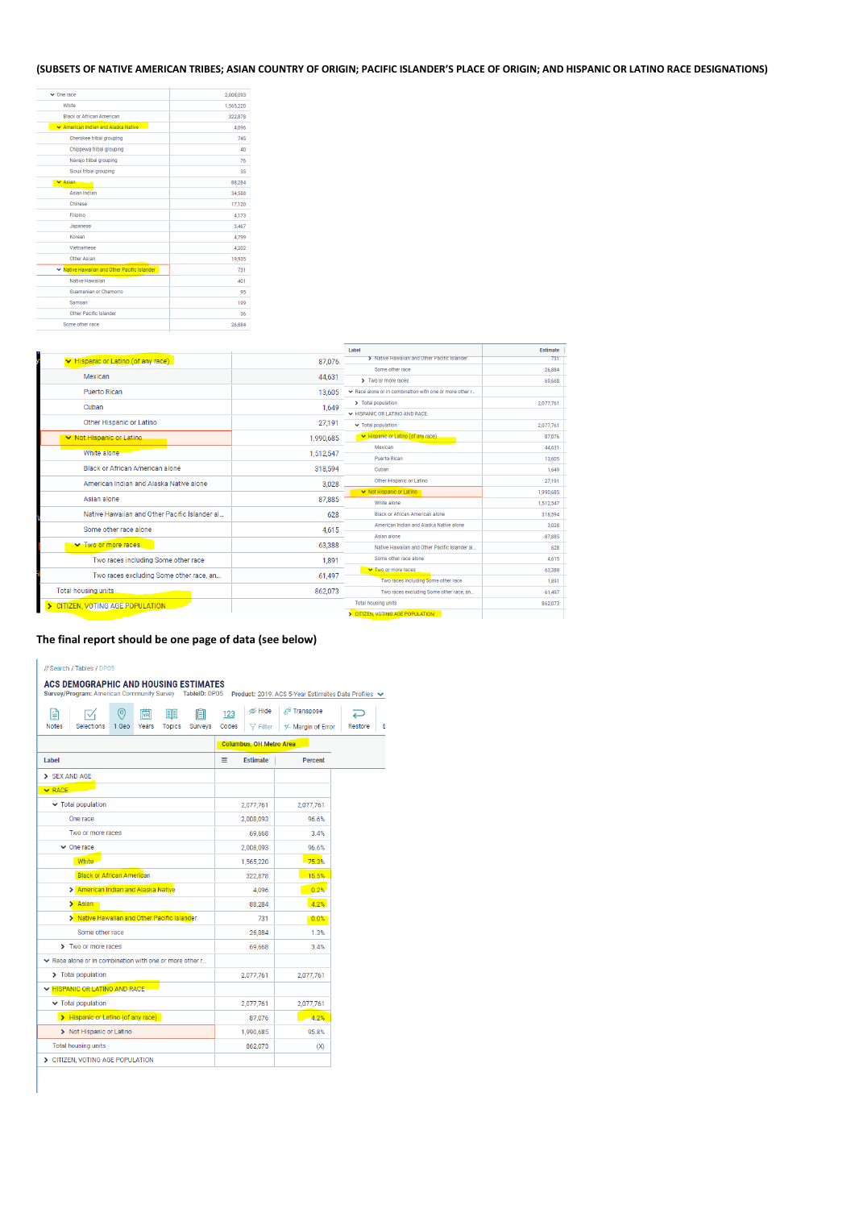**(SUBSETS OF NATIVE AMERICAN TRIBES; ASIAN COUNTRY OF ORIGIN; PACIFIC ISLANDER'S PLACE OF ORIGIN; AND HISPANIC OR LATINO RACE DESIGNATIONS)**

| Label | Estimate |
|---|---|
| One race | 2,008,093 |
| White | 1,565,220 |
| Black or African American | 322,878 |
| American Indian and Alaska Native | 4,096 |
| Cherokee tribal grouping | 745 |
| Chippewa tribal grouping | 40 |
| Navajo tribal grouping | 76 |
| Sioux tribal grouping | 35 |
| Asian | 88,284 |
| Asian Indian | 34,588 |
| Chinese | 17,120 |
| Filipino | 4,173 |
| Japanese | 3,467 |
| Korean | 4,799 |
| Vietnamese | 4,202 |
| Other Asian | 19,935 |
| Native Hawaiian and Other Pacific Islander | 731 |
| Native Hawaiian | 401 |
| Guamanian or Chamorro | 95 |
| Samoan | 199 |
| Other Pacific Islander | 36 |
| Some other race | 26,884 |

| Label | Estimate |
|---|---|
| Hispanic or Latino (of any race) | 87,076 |
| Mexican | 44,631 |
| Puerto Rican | 13,605 |
| Cuban | 1,649 |
| Other Hispanic or Latino | 27,191 |
| Not Hispanic or Latino | 1,990,685 |
| White alone | 1,512,547 |
| Black or African American alone | 318,594 |
| American Indian and Alaska Native alone | 3,028 |
| Asian alone | 87,885 |
| Native Hawaiian and Other Pacific Islander al... | 628 |
| Some other race alone | 4,615 |
| Two or more races | 63,388 |
| Two races including Some other race | 1,891 |
| Two races excluding Some other race, an... | 61,497 |
| Total housing units | 862,073 |
| CITIZEN, VOTING AGE POPULATION | |

| Label | Estimate |
|---|---|
| Native Hawaiian and Other Pacific Islander | 731 |
| Some other race | 26,884 |
| Two or more races | 69,668 |
| Race alone or in combination with one or more other r... | |
| Total population | 2,077,761 |
| HISPANIC OR LATINO AND RACE | |
| Total population | 2,077,761 |
| Hispanic or Latino (of any race) | 87,076 |
| Mexican | 44,631 |
| Puerto Rican | 13,605 |
| Cuban | 1,649 |
| Other Hispanic or Latino | 27,191 |
| Not Hispanic or Latino | 1,990,685 |
| White alone | 1,512,547 |
| Black or African American alone | 318,594 |
| American Indian and Alaska Native alone | 3,028 |
| Asian alone | 87,885 |
| Native Hawaiian and Other Pacific Islander al... | 628 |
| Some other race alone | 4,615 |
| Two or more races | 63,388 |
| Two races including Some other race | 1,891 |
| Two races excluding Some other race, an... | 61,497 |
| Total housing units | 862,073 |
| CITIZEN, VOTING AGE POPULATION | |

**The final report should be one page of data (see below)**

// Search / Tables / DP05

**ACS DEMOGRAPHIC AND HOUSING ESTIMATES**

Survey/Program: American Community Survey TableID: DP05 Product: 2019: ACS 5-Year Estimates Data Profiles

Notes | Selections | 1 Geo | Years | Topics | Surveys | Codes | Hide | Filter | Transpose | Margin of Error | Restore

| Label | Columbus, OH Metro Area Estimate | Percent |
|---|---|---|
| SEX AND AGE | | |
| RACE | | |
| Total population | 2,077,761 | 2,077,761 |
| One race | 2,008,093 | 96.6% |
| Two or more races | 69,668 | 3.4% |
| One race | 2,008,093 | 96.6% |
| White | 1,565,220 | 75.3% |
| Black or African American | 322,878 | 15.5% |
| American Indian and Alaska Native | 4,096 | 0.2% |
| Asian | 88,284 | 4.2% |
| Native Hawaiian and Other Pacific Islander | 731 | 0.0% |
| Some other race | 26,884 | 1.3% |
| Two or more races | 69,668 | 3.4% |
| Race alone or in combination with one or more other r... | | |
| Total population | 2,077,761 | 2,077,761 |
| HISPANIC OR LATINO AND RACE | | |
| Total population | 2,077,761 | 2,077,761 |
| Hispanic or Latino (of any race) | 87,076 | 4.2% |
| Not Hispanic or Latino | 1,990,685 | 95.8% |
| Total housing units | 862,073 | (X) |
| CITIZEN, VOTING AGE POPULATION | | |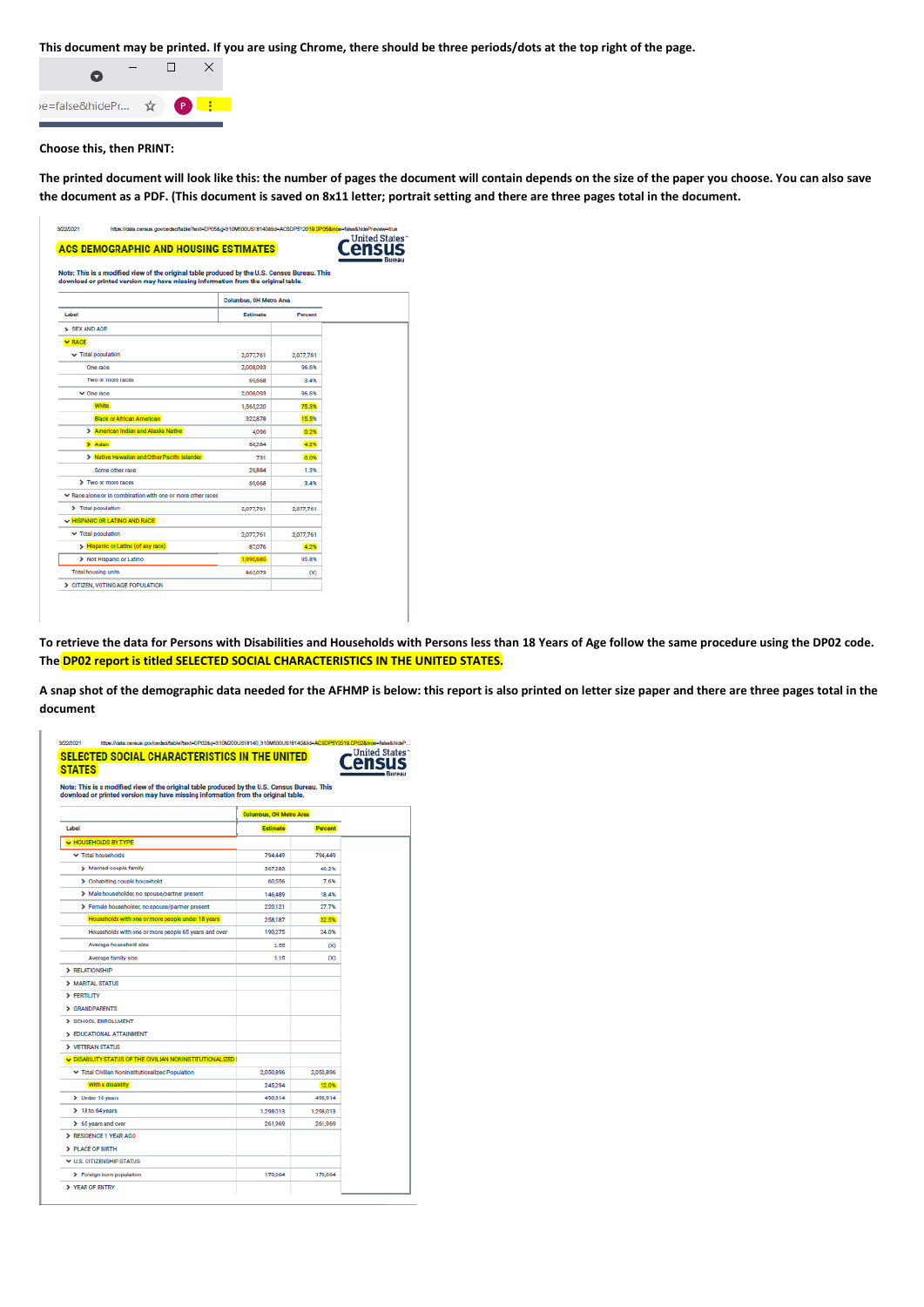This document may be printed. If you are using Chrome, there should be three periods/dots at the top right of the page.

Choose this, then PRINT:

The printed document will look like this: the number of pages the document will contain depends on the size of the paper you choose. You can also save the document as a PDF. (This document is saved on 8x11 letter; portrait setting and there are three pages total in the document.

3/22/2021 https://data.census.gov/cedsci/table?text=DP05&g=310M500US18140&tid=ACSDP5Y2019.DP05&moe=false&hidePreview=true

**ACS DEMOGRAPHIC AND HOUSING ESTIMATES**

**Note: This is a modified view of the original table produced by the U.S. Census Bureau. This download or printed version may have missing information from the original table.**

| | Columbus, OH Metro Area | |
|---|---|---|
| Label | Estimate | Percent |
| > SEX AND AGE | | |
| ⌄ RACE | | |
| ⌄ Total population | 2,077,761 | 2,077,761 |
| One race | 2,008,093 | 96.6% |
| Two or more races | 69,668 | 3.4% |
| ⌄ One race | 2,008,093 | 96.6% |
| White | 1,565,220 | 75.3% |
| Black or African American | 322,878 | 15.5% |
| > American Indian and Alaska Native | 4,096 | 0.2% |
| > Asian | 84,284 | 4.2% |
| > Native Hawaiian and Other Pacific Islander | 731 | 0.0% |
| Some other race | 26,884 | 1.3% |
| > Two or more races | 69,668 | 3.4% |
| ⌄ Race alone or in combination with one or more other races | | |
| > Total population | 2,077,761 | 2,077,761 |
| ⌄ HISPANIC OR LATINO AND RACE | | |
| ⌄ Total population | 2,077,761 | 2,077,761 |
| > Hispanic or Latino (of any race) | 87,076 | 4.2% |
| > Not Hispanic or Latino | 1,990,685 | 95.8% |
| Total housing units | 860,073 | (X) |
| > CITIZEN, VOTING AGE POPULATION | | |

To retrieve the data for Persons with Disabilities and Households with Persons less than 18 Years of Age follow the same procedure using the DP02 code. The DP02 report is titled SELECTED SOCIAL CHARACTERISTICS IN THE UNITED STATES.

A snap shot of the demographic data needed for the AFHMP is below: this report is also printed on letter size paper and there are three pages total in the document

3/22/2021 https://data.census.gov/cedsci/table?text=DP02&g=310M200US18140_310M500US18140&tid=ACSDP5Y2019.DP02&moe=false&hideP...

**SELECTED SOCIAL CHARACTERISTICS IN THE UNITED STATES**

**Note: This is a modified view of the original table produced by the U.S. Census Bureau. This download or printed version may have missing information from the original table.**

| | Columbus, OH Metro Area | |
|---|---|---|
| Label | Estimate | Percent |
| ⌄ HOUSEHOLDS BY TYPE | | |
| ⌄ Total households | 794,449 | 794,449 |
| > Married-couple family | 367,263 | 46.2% |
| > Cohabiting couple household | 60,556 | 7.6% |
| > Male householder, no spouse/partner present | 146,489 | 18.4% |
| > Female householder, no spouse/partner present | 220,121 | 27.7% |
| Households with one or more people under 18 years | 258,187 | 32.5% |
| Households with one or more people 65 years and over | 190,275 | 24.0% |
| Average household size | 2.55 | (X) |
| Average family size | 3.15 | (X) |
| > RELATIONSHIP | | |
| > MARITAL STATUS | | |
| > FERTILITY | | |
| > GRANDPARENTS | | |
| > SCHOOL ENROLLMENT | | |
| > EDUCATIONAL ATTAINMENT | | |
| > VETERAN STATUS | | |
| ⌄ DISABILITY STATUS OF THE CIVILIAN NONINSTITUTIONALIZED | | |
| ⌄ Total Civilian Noninstitutionalized Population | 2,050,896 | 2,050,896 |
| With a disability | 245,294 | 12.0% |
| > Under 18 years | 490,914 | 490,914 |
| > 18 to 64 years | 1,298,013 | 1,298,013 |
| > 65 years and over | 261,969 | 261,969 |
| > RESIDENCE 1 YEAR AGO | | |
| > PLACE OF BIRTH | | |
| ⌄ U.S. CITIZENSHIP STATUS | | |
| > Foreign-born population | 170,664 | 170,664 |
| > YEAR OF ENTRY | | |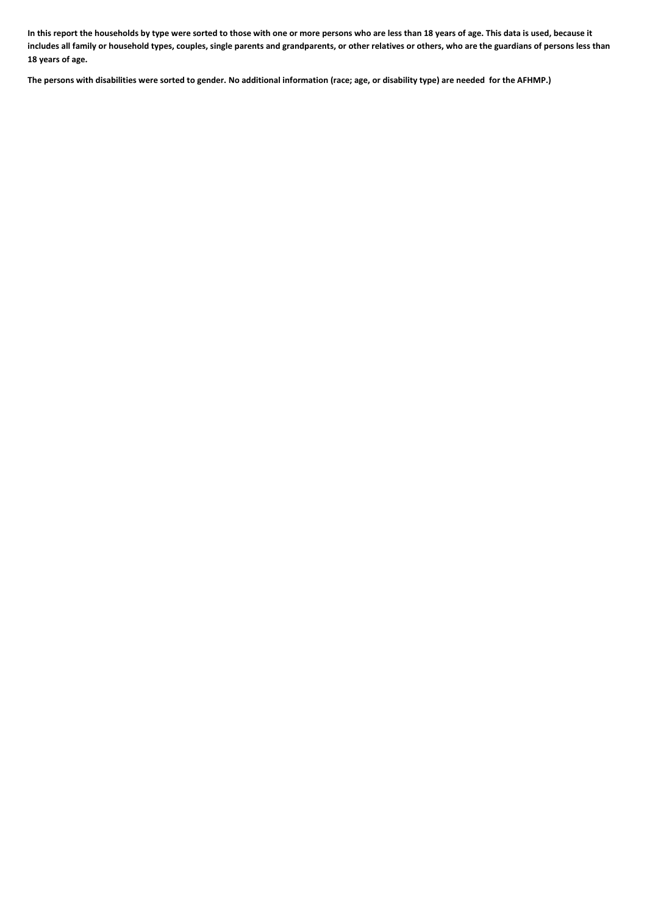**In this report the households by type were sorted to those with one or more persons who are less than 18 years of age. This data is used, because it includes all family or household types, couples, single parents and grandparents, or other relatives or others, who are the guardians of persons less than 18 years of age.**

**The persons with disabilities were sorted to gender. No additional information (race; age, or disability type) are needed for the AFHMP.)**